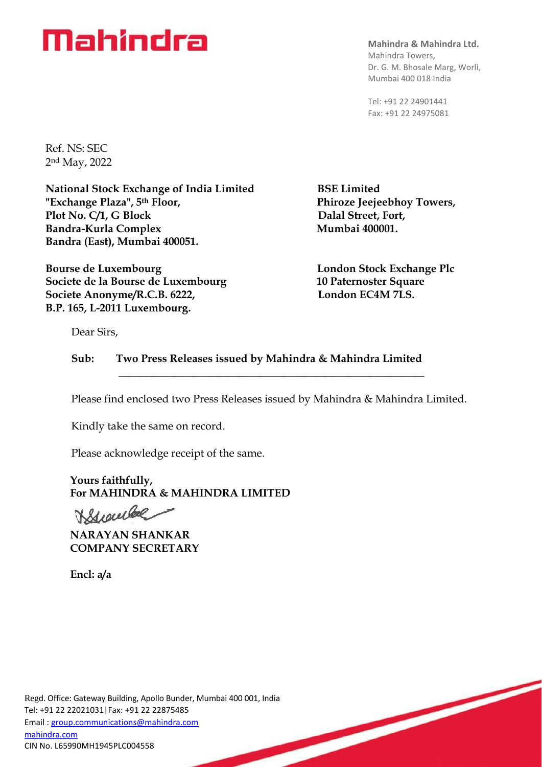Mahindra

**Mahindra & Mahindra Ltd.**
Mahindra Towers,
Dr. G. M. Bhosale Marg, Worli,
Mumbai 400 018 India

Tel: +91 22 24901441
Fax: +91 22 24975081

Ref. NS: SEC
2nd May, 2022

**National Stock Exchange of India Limited**
**"Exchange Plaza", 5th Floor,**
**Plot No. C/1, G Block**
**Bandra-Kurla Complex**
**Bandra (East), Mumbai 400051.**

**BSE Limited**
**Phiroze Jeejeebhoy Towers,**
**Dalal Street, Fort,**
**Mumbai 400001.**

**Bourse de Luxembourg**
**Societe de la Bourse de Luxembourg**
**Societe Anonyme/R.C.B. 6222,**
**B.P. 165, L-2011 Luxembourg.**

**London Stock Exchange Plc**
**10 Paternoster Square**
**London EC4M 7LS.**

Dear Sirs,

**Sub: Two Press Releases issued by Mahindra & Mahindra Limited**

Please find enclosed two Press Releases issued by Mahindra & Mahindra Limited.

Kindly take the same on record.

Please acknowledge receipt of the same.

**Yours faithfully,**
**For MAHINDRA & MAHINDRA LIMITED**

**NARAYAN SHANKAR**
**COMPANY SECRETARY**

**Encl: a/a**

Regd. Office: Gateway Building, Apollo Bunder, Mumbai 400 001, India
Tel: +91 22 22021031|Fax: +91 22 22875485
Email : group.communications@mahindra.com
mahindra.com
CIN No. L65990MH1945PLC004558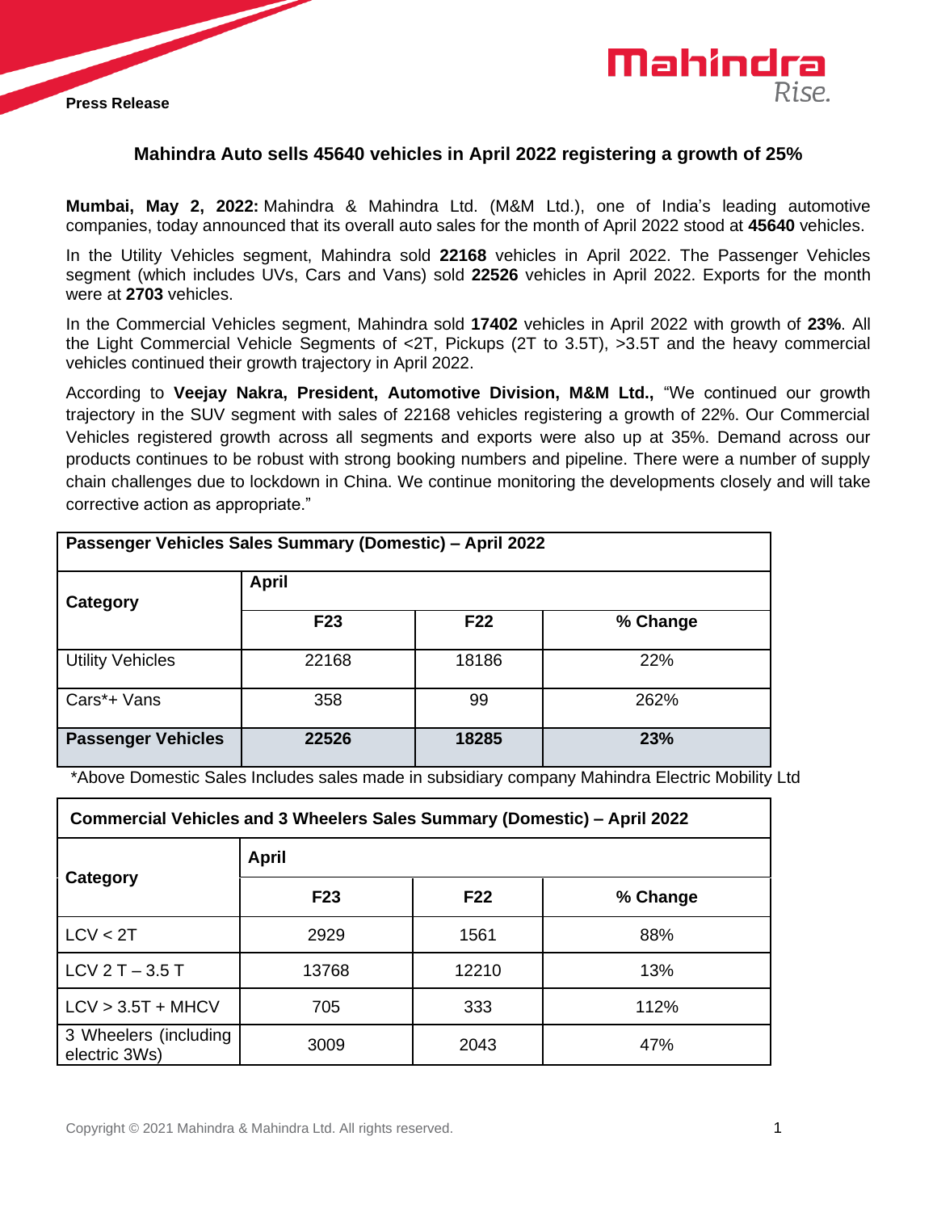Press Release

# Mahindra Auto sells 45640 vehicles in April 2022 registering a growth of 25%

**Mumbai, May 2, 2022:** Mahindra & Mahindra Ltd. (M&M Ltd.), one of India's leading automotive companies, today announced that its overall auto sales for the month of April 2022 stood at **45640** vehicles.

In the Utility Vehicles segment, Mahindra sold **22168** vehicles in April 2022. The Passenger Vehicles segment (which includes UVs, Cars and Vans) sold **22526** vehicles in April 2022. Exports for the month were at **2703** vehicles.

In the Commercial Vehicles segment, Mahindra sold **17402** vehicles in April 2022 with growth of **23%**. All the Light Commercial Vehicle Segments of <2T, Pickups (2T to 3.5T), >3.5T and the heavy commercial vehicles continued their growth trajectory in April 2022.

According to **Veejay Nakra, President, Automotive Division, M&M Ltd.,** "We continued our growth trajectory in the SUV segment with sales of 22168 vehicles registering a growth of 22%. Our Commercial Vehicles registered growth across all segments and exports were also up at 35%. Demand across our products continues to be robust with strong booking numbers and pipeline. There were a number of supply chain challenges due to lockdown in China. We continue monitoring the developments closely and will take corrective action as appropriate."

| Passenger Vehicles Sales Summary (Domestic) – April 2022 | | | |
|---|---|---|---|
| **Category** | **April** | | |
| | **F23** | **F22** | **% Change** |
| Utility Vehicles | 22168 | 18186 | 22% |
| Cars*+ Vans | 358 | 99 | 262% |
| **Passenger Vehicles** | **22526** | **18285** | **23%** |

*Above Domestic Sales Includes sales made in subsidiary company Mahindra Electric Mobility Ltd

| Commercial Vehicles and 3 Wheelers Sales Summary (Domestic) – April 2022 | | | |
|---|---|---|---|
| **Category** | **April** | | |
| | **F23** | **F22** | **% Change** |
| LCV < 2T | 2929 | 1561 | 88% |
| LCV 2 T – 3.5 T | 13768 | 12210 | 13% |
| LCV > 3.5T + MHCV | 705 | 333 | 112% |
| 3 Wheelers (including electric 3Ws) | 3009 | 2043 | 47% |

Copyright © 2021 Mahindra & Mahindra Ltd. All rights reserved.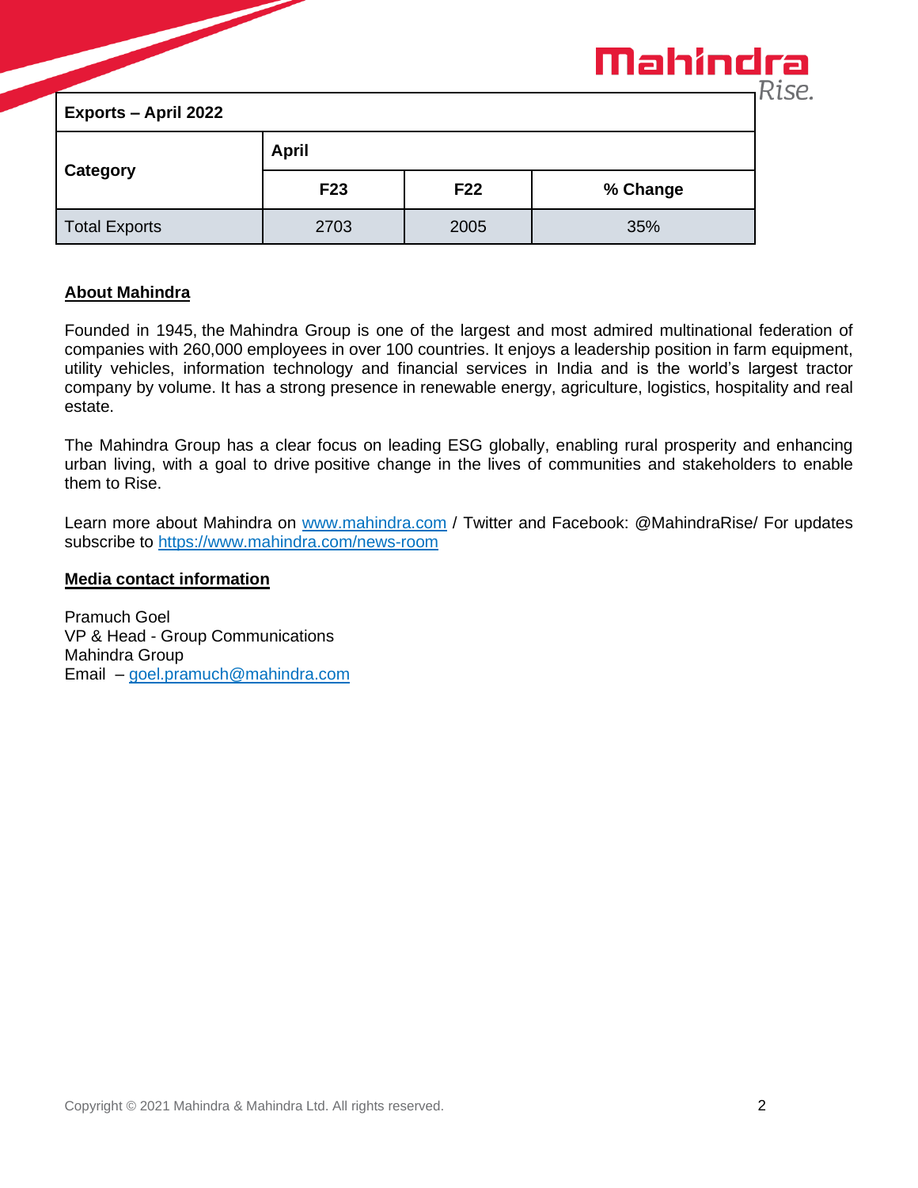| Exports – April 2022 | | | |
|---|---|---|---|
| **Category** | **April** | | |
| | **F23** | **F22** | **% Change** |
| Total Exports | 2703 | 2005 | 35% |

**About Mahindra**

Founded in 1945, the Mahindra Group is one of the largest and most admired multinational federation of companies with 260,000 employees in over 100 countries. It enjoys a leadership position in farm equipment, utility vehicles, information technology and financial services in India and is the world's largest tractor company by volume. It has a strong presence in renewable energy, agriculture, logistics, hospitality and real estate.

The Mahindra Group has a clear focus on leading ESG globally, enabling rural prosperity and enhancing urban living, with a goal to drive positive change in the lives of communities and stakeholders to enable them to Rise.

Learn more about Mahindra on [www.mahindra.com](http://www.mahindra.com) / Twitter and Facebook: @MahindraRise/ For updates subscribe to [https://www.mahindra.com/news-room](https://www.mahindra.com/news-room)

**Media contact information**

Pramuch Goel
VP & Head - Group Communications
Mahindra Group
Email – [goel.pramuch@mahindra.com](mailto:goel.pramuch@mahindra.com)

Copyright © 2021 Mahindra & Mahindra Ltd. All rights reserved.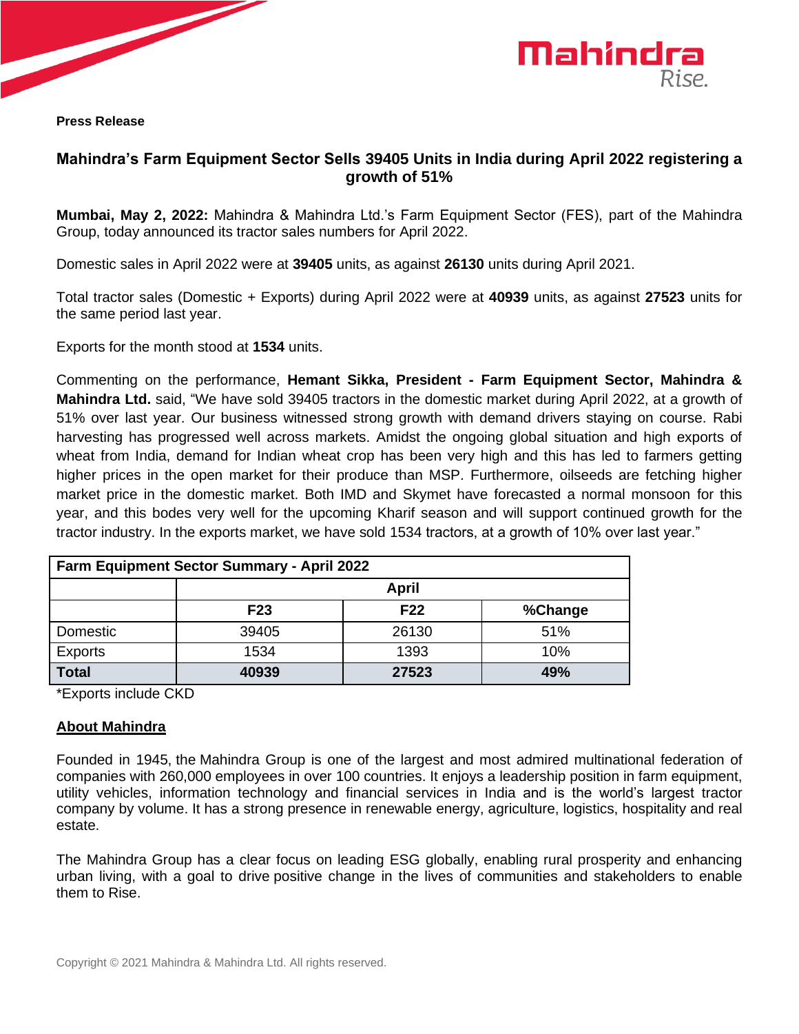**Press Release**

## Mahindra's Farm Equipment Sector Sells 39405 Units in India during April 2022 registering a growth of 51%

**Mumbai, May 2, 2022:** Mahindra & Mahindra Ltd.'s Farm Equipment Sector (FES), part of the Mahindra Group, today announced its tractor sales numbers for April 2022.

Domestic sales in April 2022 were at **39405** units, as against **26130** units during April 2021.

Total tractor sales (Domestic + Exports) during April 2022 were at **40939** units, as against **27523** units for the same period last year.

Exports for the month stood at **1534** units.

Commenting on the performance, **Hemant Sikka, President - Farm Equipment Sector, Mahindra & Mahindra Ltd.** said, "We have sold 39405 tractors in the domestic market during April 2022, at a growth of 51% over last year. Our business witnessed strong growth with demand drivers staying on course. Rabi harvesting has progressed well across markets. Amidst the ongoing global situation and high exports of wheat from India, demand for Indian wheat crop has been very high and this has led to farmers getting higher prices in the open market for their produce than MSP. Furthermore, oilseeds are fetching higher market price in the domestic market. Both IMD and Skymet have forecasted a normal monsoon for this year, and this bodes very well for the upcoming Kharif season and will support continued growth for the tractor industry. In the exports market, we have sold 1534 tractors, at a growth of 10% over last year."

| Farm Equipment Sector Summary - April 2022 | | | |
|---|---|---|---|
| | April | | |
| | F23 | F22 | %Change |
| Domestic | 39405 | 26130 | 51% |
| Exports | 1534 | 1393 | 10% |
| **Total** | **40939** | **27523** | **49%** |

*Exports include CKD

### About Mahindra

Founded in 1945, the Mahindra Group is one of the largest and most admired multinational federation of companies with 260,000 employees in over 100 countries. It enjoys a leadership position in farm equipment, utility vehicles, information technology and financial services in India and is the world's largest tractor company by volume. It has a strong presence in renewable energy, agriculture, logistics, hospitality and real estate.

The Mahindra Group has a clear focus on leading ESG globally, enabling rural prosperity and enhancing urban living, with a goal to drive positive change in the lives of communities and stakeholders to enable them to Rise.

Copyright © 2021 Mahindra & Mahindra Ltd. All rights reserved.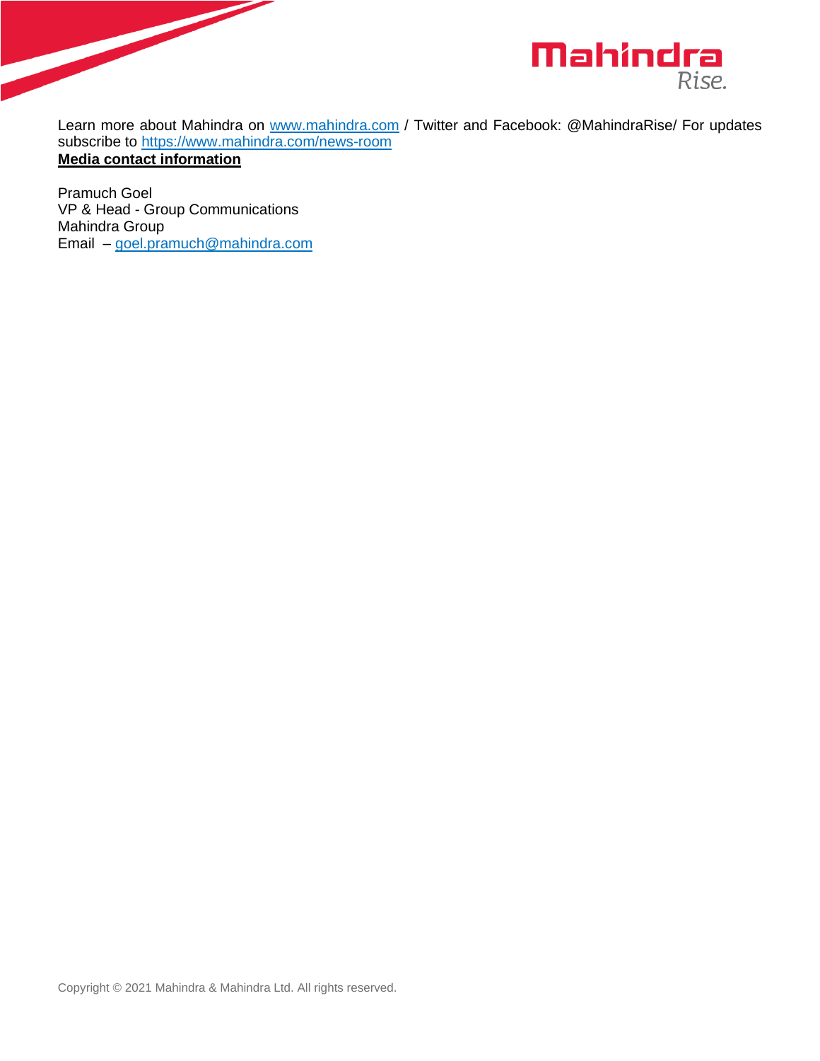Learn more about Mahindra on www.mahindra.com / Twitter and Facebook: @MahindraRise/ For updates subscribe to https://www.mahindra.com/news-room

**Media contact information**

Pramuch Goel
VP & Head - Group Communications
Mahindra Group
Email – goel.pramuch@mahindra.com

Copyright © 2021 Mahindra & Mahindra Ltd. All rights reserved.